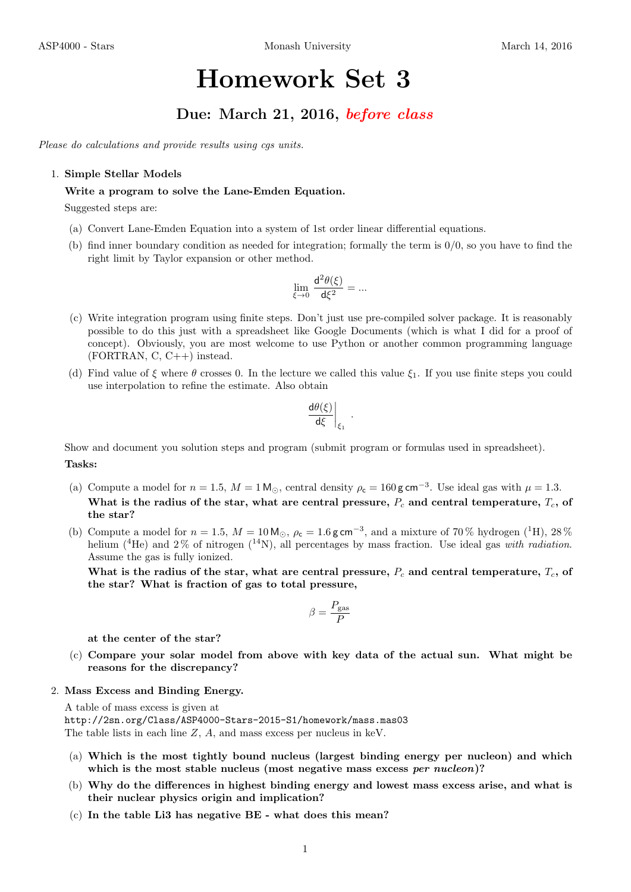# Homework Set 3

## Due: March 21, 2016, *before class*

*Please do calculations and provide results using cgs units.*

1. **Simple Stellar Models**

   **Write a program to solve the Lane-Emden Equation.**

   Suggested steps are:

   (a) Convert Lane-Emden Equation into a system of 1st order linear differential equations.

   (b) find inner boundary condition as needed for integration; formally the term is 0/0, so you have to find the right limit by Taylor expansion or other method.

   $$\lim_{\xi \to 0} \frac{\mathrm{d}^2\theta(\xi)}{\mathrm{d}\xi^2} = ...$$

   (c) Write integration program using finite steps. Don't just use pre-compiled solver package. It is reasonably possible to do this just with a spreadsheet like Google Documents (which is what I did for a proof of concept). Obviously, you are most welcome to use Python or another common programming language (FORTRAN, C, C++) instead.

   (d) Find value of $\xi$ where $\theta$ crosses 0. In the lecture we called this value $\xi_1$. If you use finite steps you could use interpolation to refine the estimate. Also obtain

   $$\left.\frac{\mathrm{d}\theta(\xi)}{\mathrm{d}\xi}\right|_{\xi_1} .$$

   Show and document you solution steps and program (submit program or formulas used in spreadsheet).

   **Tasks:**

   (a) Compute a model for $n = 1.5$, $M = 1\,\mathsf{M}_{\odot}$, central density $\rho_\mathsf{c} = 160\,\mathsf{g\,cm^{-3}}$. Use ideal gas with $\mu = 1.3$. **What is the radius of the star, what are central pressure, $P_c$ and central temperature, $T_c$, of the star?**

   (b) Compute a model for $n = 1.5$, $M = 10\,\mathsf{M}_{\odot}$, $\rho_\mathsf{c} = 1.6\,\mathsf{g\,cm^{-3}}$, and a mixture of 70 % hydrogen ($^1$H), 28 % helium ($^4$He) and 2 % of nitrogen ($^{14}$N), all percentages by mass fraction. Use ideal gas *with radiation*. Assume the gas is fully ionized.

   **What is the radius of the star, what are central pressure, $P_c$ and central temperature, $T_c$, of the star? What is fraction of gas to total pressure,**

   $$\beta = \frac{P_\mathrm{gas}}{P}$$

   **at the center of the star?**

   (c) **Compare your solar model from above with key data of the actual sun. What might be reasons for the discrepancy?**

2. **Mass Excess and Binding Energy.**

   A table of mass excess is given at
   `http://2sn.org/Class/ASP4000-Stars-2015-S1/homework/mass.mas03`
   The table lists in each line $Z$, $A$, and mass excess per nucleus in keV.

   (a) **Which is the most tightly bound nucleus (largest binding energy per nucleon) and which which is the most stable nucleus (most negative mass excess *per nucleon*)?**

   (b) **Why do the differences in highest binding energy and lowest mass excess arise, and what is their nuclear physics origin and implication?**

   (c) **In the table Li3 has negative BE - what does this mean?**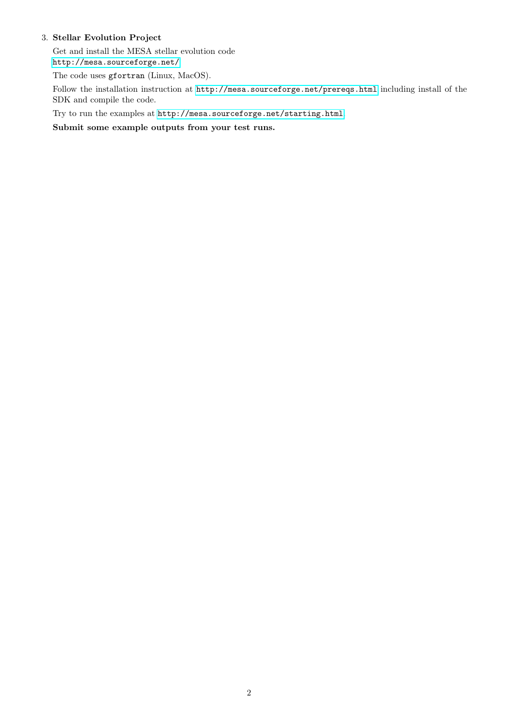3. **Stellar Evolution Project**

   Get and install the MESA stellar evolution code
   http://mesa.sourceforge.net/

   The code uses `gfortran` (Linux, MacOS).

   Follow the installation instruction at http://mesa.sourceforge.net/prereqs.html including install of the SDK and compile the code.

   Try to run the examples at http://mesa.sourceforge.net/starting.html

   **Submit some example outputs from your test runs.**